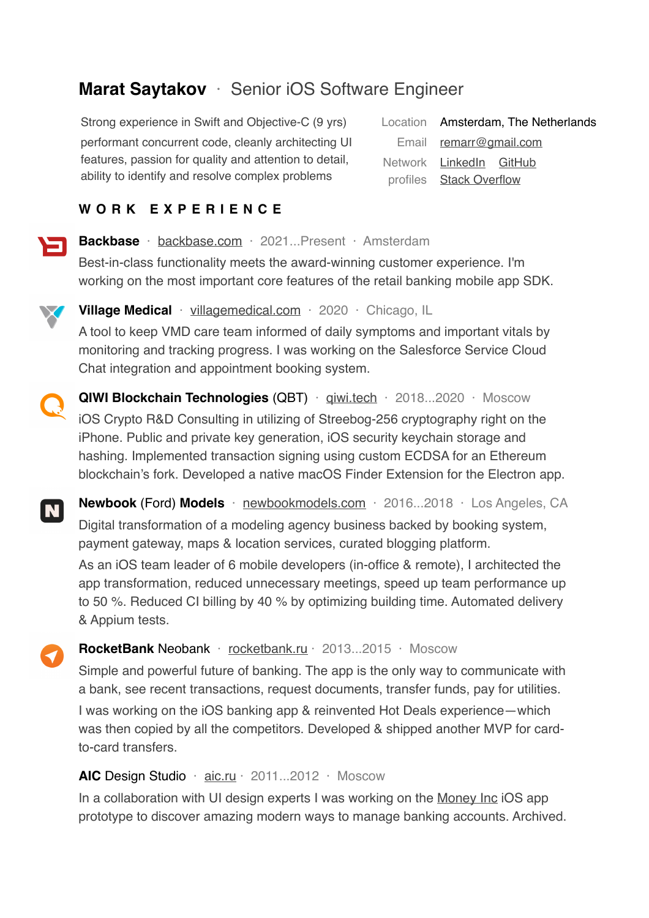# Marat Saytakov · Senior iOS Software Engineer

Strong experience in Swift and Objective-C (9 yrs) performant concurrent code, cleanly architecting UI features, passion for quality and attention to detail, ability to identify and resolve complex problems

Location: Amsterdam, The Netherlands
Email: remarr@gmail.com
Network profiles: LinkedIn GitHub Stack Overflow

## WORK EXPERIENCE

**Backbase** · backbase.com · 2021...Present · Amsterdam

Best-in-class functionality meets the award-winning customer experience. I'm working on the most important core features of the retail banking mobile app SDK.

**Village Medical** · villagemedical.com · 2020 · Chicago, IL

A tool to keep VMD care team informed of daily symptoms and important vitals by monitoring and tracking progress. I was working on the Salesforce Service Cloud Chat integration and appointment booking system.

**QIWI Blockchain Technologies** (QBT) · qiwi.tech · 2018...2020 · Moscow

iOS Crypto R&D Consulting in utilizing of Streebog-256 cryptography right on the iPhone. Public and private key generation, iOS security keychain storage and hashing. Implemented transaction signing using custom ECDSA for an Ethereum blockchain's fork. Developed a native macOS Finder Extension for the Electron app.

**Newbook** (Ford) **Models** · newbookmodels.com · 2016...2018 · Los Angeles, CA

Digital transformation of a modeling agency business backed by booking system, payment gateway, maps & location services, curated blogging platform.

As an iOS team leader of 6 mobile developers (in-office & remote), I architected the app transformation, reduced unnecessary meetings, speed up team performance up to 50 %. Reduced CI billing by 40 % by optimizing building time. Automated delivery & Appium tests.

**RocketBank** Neobank · rocketbank.ru · 2013...2015 · Moscow

Simple and powerful future of banking. The app is the only way to communicate with a bank, see recent transactions, request documents, transfer funds, pay for utilities.

I was working on the iOS banking app & reinvented Hot Deals experience—which was then copied by all the competitors. Developed & shipped another MVP for card-to-card transfers.

**AIC** Design Studio · aic.ru · 2011...2012 · Moscow

In a collaboration with UI design experts I was working on the Money Inc iOS app prototype to discover amazing modern ways to manage banking accounts. Archived.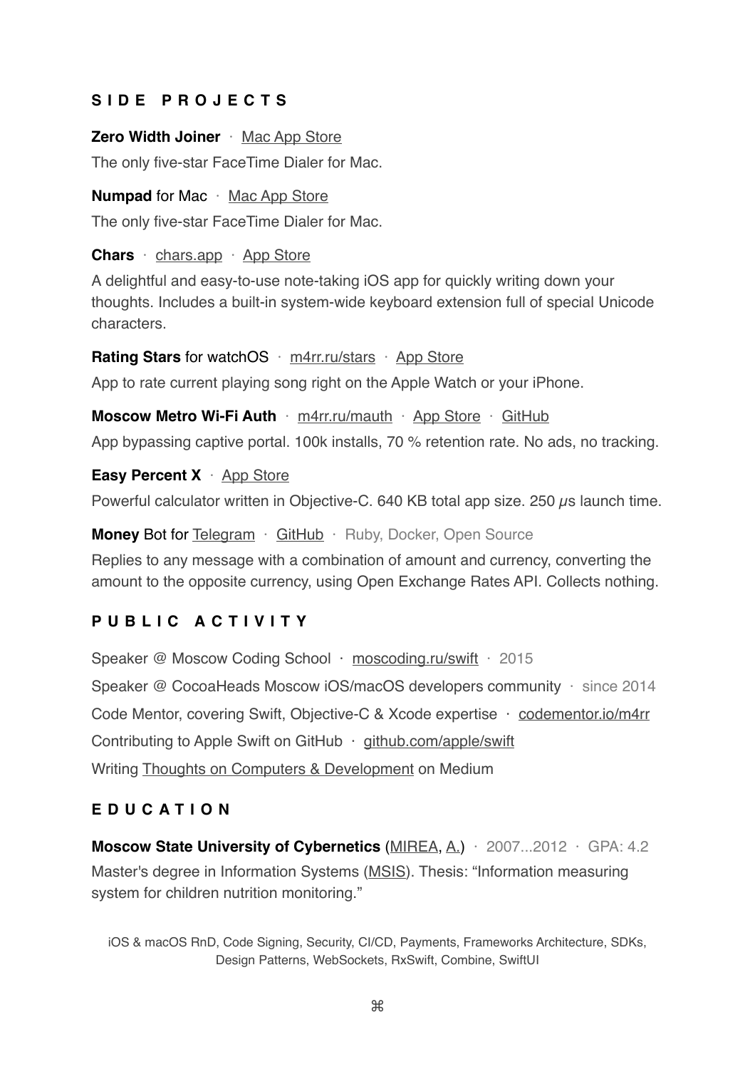## SIDE PROJECTS

**Zero Width Joiner** · Mac App Store

The only five-star FaceTime Dialer for Mac.

**Numpad** for Mac · Mac App Store

The only five-star FaceTime Dialer for Mac.

**Chars** · chars.app · App Store

A delightful and easy-to-use note-taking iOS app for quickly writing down your thoughts. Includes a built-in system-wide keyboard extension full of special Unicode characters.

**Rating Stars** for watchOS · m4rr.ru/stars · App Store

App to rate current playing song right on the Apple Watch or your iPhone.

**Moscow Metro Wi-Fi Auth** · m4rr.ru/mauth · App Store · GitHub

App bypassing captive portal. 100k installs, 70 % retention rate. No ads, no tracking.

**Easy Percent X** · App Store

Powerful calculator written in Objective-C. 640 KB total app size. 250 *μ*s launch time.

**Money** Bot for Telegram · GitHub · Ruby, Docker, Open Source

Replies to any message with a combination of amount and currency, converting the amount to the opposite currency, using Open Exchange Rates API. Collects nothing.

## PUBLIC ACTIVITY

Speaker @ Moscow Coding School · moscoding.ru/swift · 2015

Speaker @ CocoaHeads Moscow iOS/macOS developers community · since 2014

Code Mentor, covering Swift, Objective-C & Xcode expertise · codementor.io/m4rr

Contributing to Apple Swift on GitHub · github.com/apple/swift

Writing Thoughts on Computers & Development on Medium

## EDUCATION

**Moscow State University of Cybernetics** (MIREA, A.) · 2007...2012 · GPA: 4.2

Master's degree in Information Systems (MSIS). Thesis: "Information measuring system for children nutrition monitoring."

iOS & macOS RnD, Code Signing, Security, CI/CD, Payments, Frameworks Architecture, SDKs, Design Patterns, WebSockets, RxSwift, Combine, SwiftUI

⌘